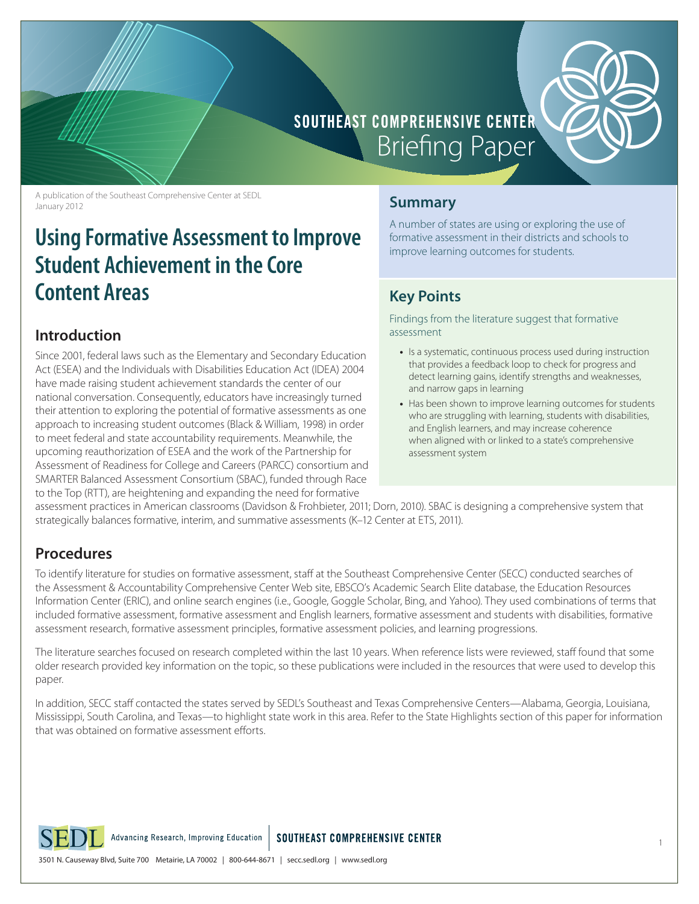SOUTHEAST COMPREHENSIVE CENTER
Briefing Paper

A publication of the Southeast Comprehensive Center at SEDL
January 2012

# Using Formative Assessment to Improve Student Achievement in the Core Content Areas

## Summary

A number of states are using or exploring the use of formative assessment in their districts and schools to improve learning outcomes for students.

## Key Points

Findings from the literature suggest that formative assessment

- Is a systematic, continuous process used during instruction that provides a feedback loop to check for progress and detect learning gains, identify strengths and weaknesses, and narrow gaps in learning
- Has been shown to improve learning outcomes for students who are struggling with learning, students with disabilities, and English learners, and may increase coherence when aligned with or linked to a state's comprehensive assessment system

## Introduction

Since 2001, federal laws such as the Elementary and Secondary Education Act (ESEA) and the Individuals with Disabilities Education Act (IDEA) 2004 have made raising student achievement standards the center of our national conversation. Consequently, educators have increasingly turned their attention to exploring the potential of formative assessments as one approach to increasing student outcomes (Black & William, 1998) in order to meet federal and state accountability requirements. Meanwhile, the upcoming reauthorization of ESEA and the work of the Partnership for Assessment of Readiness for College and Careers (PARCC) consortium and SMARTER Balanced Assessment Consortium (SBAC), funded through Race to the Top (RTT), are heightening and expanding the need for formative assessment practices in American classrooms (Davidson & Frohbieter, 2011; Dorn, 2010). SBAC is designing a comprehensive system that strategically balances formative, interim, and summative assessments (K–12 Center at ETS, 2011).

## Procedures

To identify literature for studies on formative assessment, staff at the Southeast Comprehensive Center (SECC) conducted searches of the Assessment & Accountability Comprehensive Center Web site, EBSCO's Academic Search Elite database, the Education Resources Information Center (ERIC), and online search engines (i.e., Google, Goggle Scholar, Bing, and Yahoo). They used combinations of terms that included formative assessment, formative assessment and English learners, formative assessment and students with disabilities, formative assessment research, formative assessment principles, formative assessment policies, and learning progressions.

The literature searches focused on research completed within the last 10 years. When reference lists were reviewed, staff found that some older research provided key information on the topic, so these publications were included in the resources that were used to develop this paper.

In addition, SECC staff contacted the states served by SEDL's Southeast and Texas Comprehensive Centers—Alabama, Georgia, Louisiana, Mississippi, South Carolina, and Texas—to highlight state work in this area. Refer to the State Highlights section of this paper for information that was obtained on formative assessment efforts.

SEDL Advancing Research, Improving Education | SOUTHEAST COMPREHENSIVE CENTER

3501 N. Causeway Blvd, Suite 700 Metairie, LA 70002 | 800-644-8671 | secc.sedl.org | www.sedl.org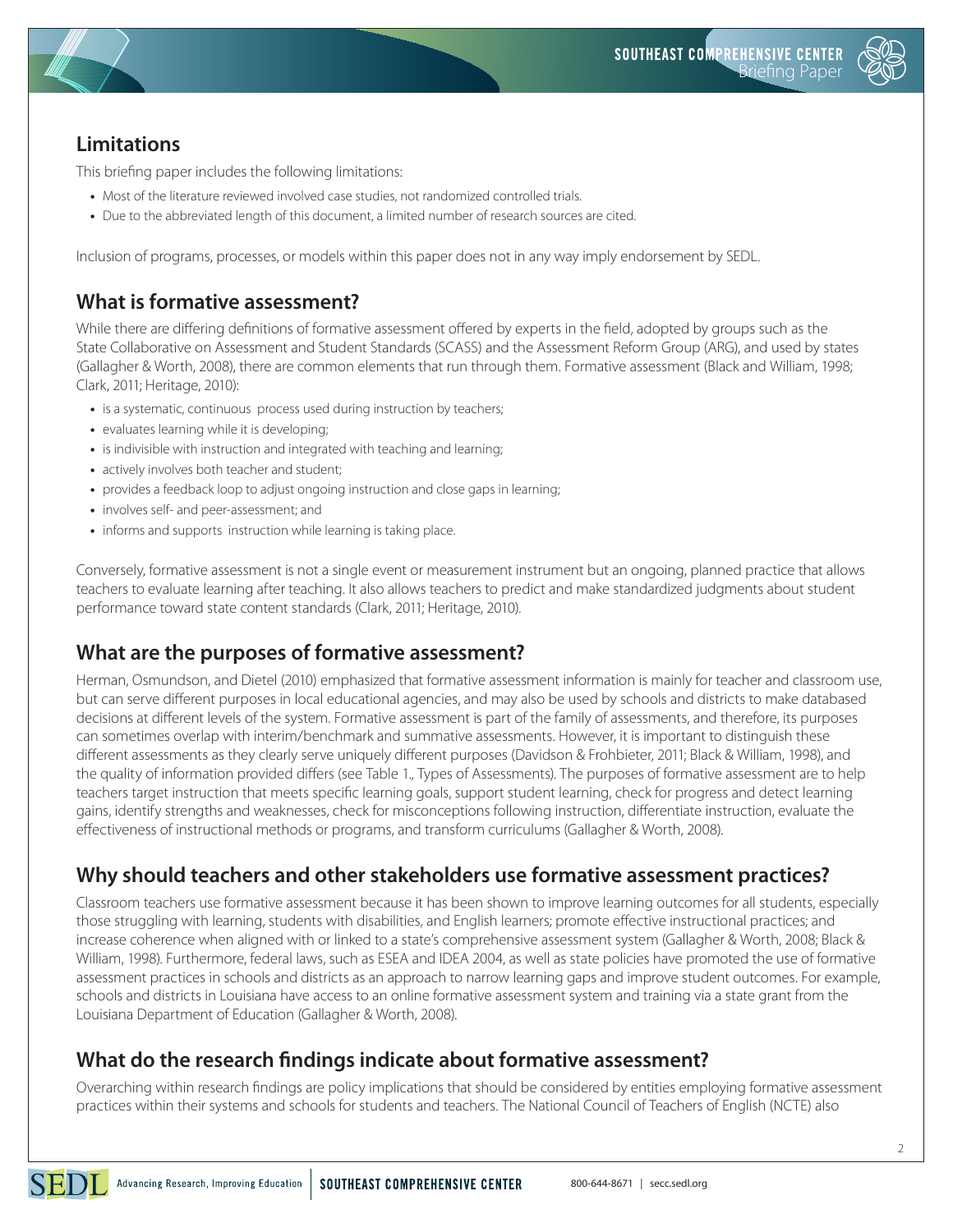## Limitations

This briefing paper includes the following limitations:

- Most of the literature reviewed involved case studies, not randomized controlled trials.
- Due to the abbreviated length of this document, a limited number of research sources are cited.

Inclusion of programs, processes, or models within this paper does not in any way imply endorsement by SEDL.

## What is formative assessment?

While there are differing definitions of formative assessment offered by experts in the field, adopted by groups such as the State Collaborative on Assessment and Student Standards (SCASS) and the Assessment Reform Group (ARG), and used by states (Gallagher & Worth, 2008), there are common elements that run through them. Formative assessment (Black and William, 1998; Clark, 2011; Heritage, 2010):

- is a systematic, continuous process used during instruction by teachers;
- evaluates learning while it is developing;
- is indivisible with instruction and integrated with teaching and learning;
- actively involves both teacher and student;
- provides a feedback loop to adjust ongoing instruction and close gaps in learning;
- involves self- and peer-assessment; and
- informs and supports instruction while learning is taking place.

Conversely, formative assessment is not a single event or measurement instrument but an ongoing, planned practice that allows teachers to evaluate learning after teaching. It also allows teachers to predict and make standardized judgments about student performance toward state content standards (Clark, 2011; Heritage, 2010).

## What are the purposes of formative assessment?

Herman, Osmundson, and Dietel (2010) emphasized that formative assessment information is mainly for teacher and classroom use, but can serve different purposes in local educational agencies, and may also be used by schools and districts to make databased decisions at different levels of the system. Formative assessment is part of the family of assessments, and therefore, its purposes can sometimes overlap with interim/benchmark and summative assessments. However, it is important to distinguish these different assessments as they clearly serve uniquely different purposes (Davidson & Frohbieter, 2011; Black & William, 1998), and the quality of information provided differs (see Table 1., Types of Assessments). The purposes of formative assessment are to help teachers target instruction that meets specific learning goals, support student learning, check for progress and detect learning gains, identify strengths and weaknesses, check for misconceptions following instruction, differentiate instruction, evaluate the effectiveness of instructional methods or programs, and transform curriculums (Gallagher & Worth, 2008).

## Why should teachers and other stakeholders use formative assessment practices?

Classroom teachers use formative assessment because it has been shown to improve learning outcomes for all students, especially those struggling with learning, students with disabilities, and English learners; promote effective instructional practices; and increase coherence when aligned with or linked to a state's comprehensive assessment system (Gallagher & Worth, 2008; Black & William, 1998). Furthermore, federal laws, such as ESEA and IDEA 2004, as well as state policies have promoted the use of formative assessment practices in schools and districts as an approach to narrow learning gaps and improve student outcomes. For example, schools and districts in Louisiana have access to an online formative assessment system and training via a state grant from the Louisiana Department of Education (Gallagher & Worth, 2008).

## What do the research findings indicate about formative assessment?

Overarching within research findings are policy implications that should be considered by entities employing formative assessment practices within their systems and schools for students and teachers. The National Council of Teachers of English (NCTE) also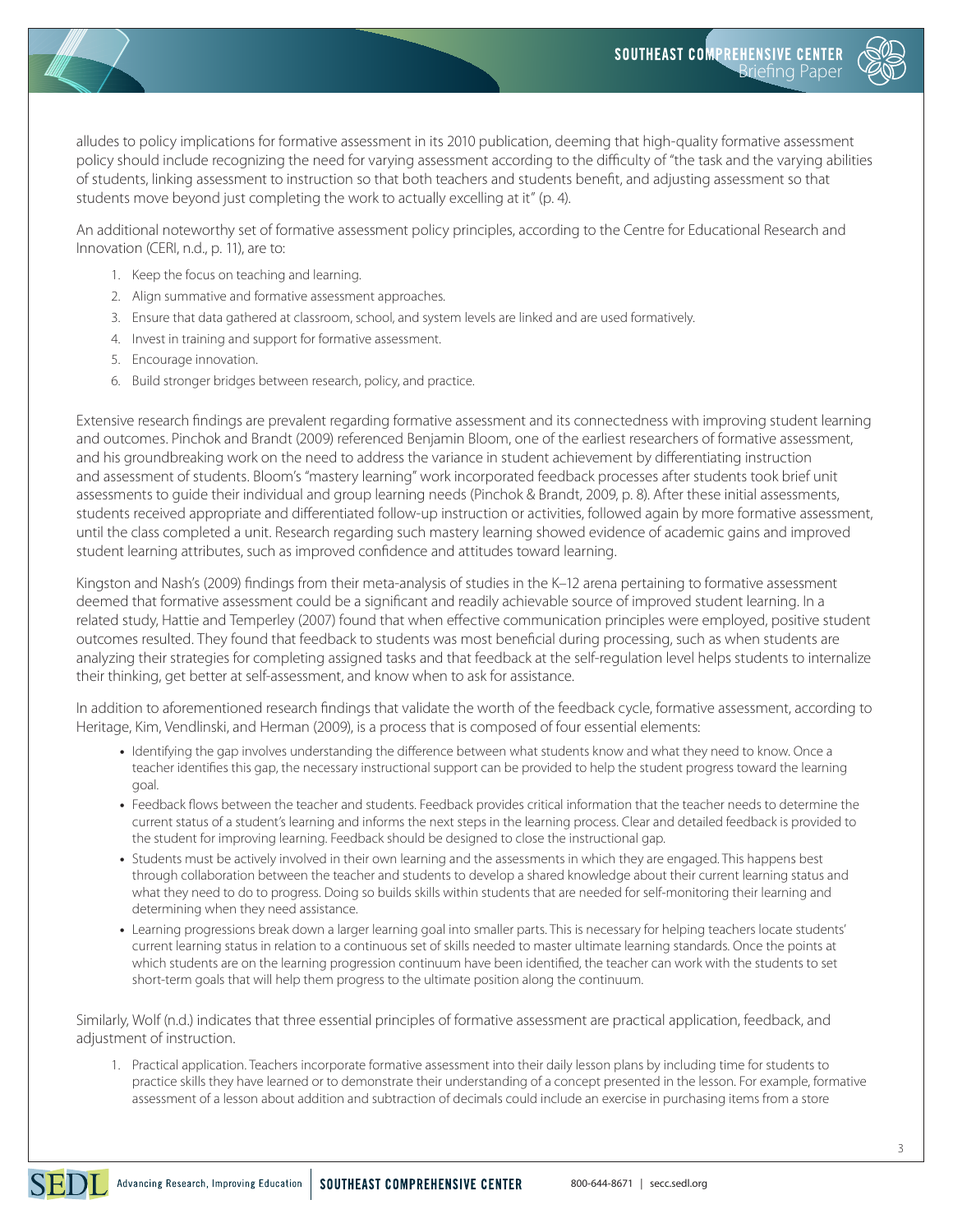alludes to policy implications for formative assessment in its 2010 publication, deeming that high-quality formative assessment policy should include recognizing the need for varying assessment according to the difficulty of "the task and the varying abilities of students, linking assessment to instruction so that both teachers and students benefit, and adjusting assessment so that students move beyond just completing the work to actually excelling at it" (p. 4).

An additional noteworthy set of formative assessment policy principles, according to the Centre for Educational Research and Innovation (CERI, n.d., p. 11), are to:

1. Keep the focus on teaching and learning.
2. Align summative and formative assessment approaches.
3. Ensure that data gathered at classroom, school, and system levels are linked and are used formatively.
4. Invest in training and support for formative assessment.
5. Encourage innovation.
6. Build stronger bridges between research, policy, and practice.

Extensive research findings are prevalent regarding formative assessment and its connectedness with improving student learning and outcomes. Pinchok and Brandt (2009) referenced Benjamin Bloom, one of the earliest researchers of formative assessment, and his groundbreaking work on the need to address the variance in student achievement by differentiating instruction and assessment of students. Bloom's "mastery learning" work incorporated feedback processes after students took brief unit assessments to guide their individual and group learning needs (Pinchok & Brandt, 2009, p. 8). After these initial assessments, students received appropriate and differentiated follow-up instruction or activities, followed again by more formative assessment, until the class completed a unit. Research regarding such mastery learning showed evidence of academic gains and improved student learning attributes, such as improved confidence and attitudes toward learning.

Kingston and Nash's (2009) findings from their meta-analysis of studies in the K–12 arena pertaining to formative assessment deemed that formative assessment could be a significant and readily achievable source of improved student learning. In a related study, Hattie and Temperley (2007) found that when effective communication principles were employed, positive student outcomes resulted. They found that feedback to students was most beneficial during processing, such as when students are analyzing their strategies for completing assigned tasks and that feedback at the self-regulation level helps students to internalize their thinking, get better at self-assessment, and know when to ask for assistance.

In addition to aforementioned research findings that validate the worth of the feedback cycle, formative assessment, according to Heritage, Kim, Vendlinski, and Herman (2009), is a process that is composed of four essential elements:

- Identifying the gap involves understanding the difference between what students know and what they need to know. Once a teacher identifies this gap, the necessary instructional support can be provided to help the student progress toward the learning goal.
- Feedback flows between the teacher and students. Feedback provides critical information that the teacher needs to determine the current status of a student's learning and informs the next steps in the learning process. Clear and detailed feedback is provided to the student for improving learning. Feedback should be designed to close the instructional gap.
- Students must be actively involved in their own learning and the assessments in which they are engaged. This happens best through collaboration between the teacher and students to develop a shared knowledge about their current learning status and what they need to do to progress. Doing so builds skills within students that are needed for self-monitoring their learning and determining when they need assistance.
- Learning progressions break down a larger learning goal into smaller parts. This is necessary for helping teachers locate students' current learning status in relation to a continuous set of skills needed to master ultimate learning standards. Once the points at which students are on the learning progression continuum have been identified, the teacher can work with the students to set short-term goals that will help them progress to the ultimate position along the continuum.

Similarly, Wolf (n.d.) indicates that three essential principles of formative assessment are practical application, feedback, and adjustment of instruction.

1. Practical application. Teachers incorporate formative assessment into their daily lesson plans by including time for students to practice skills they have learned or to demonstrate their understanding of a concept presented in the lesson. For example, formative assessment of a lesson about addition and subtraction of decimals could include an exercise in purchasing items from a store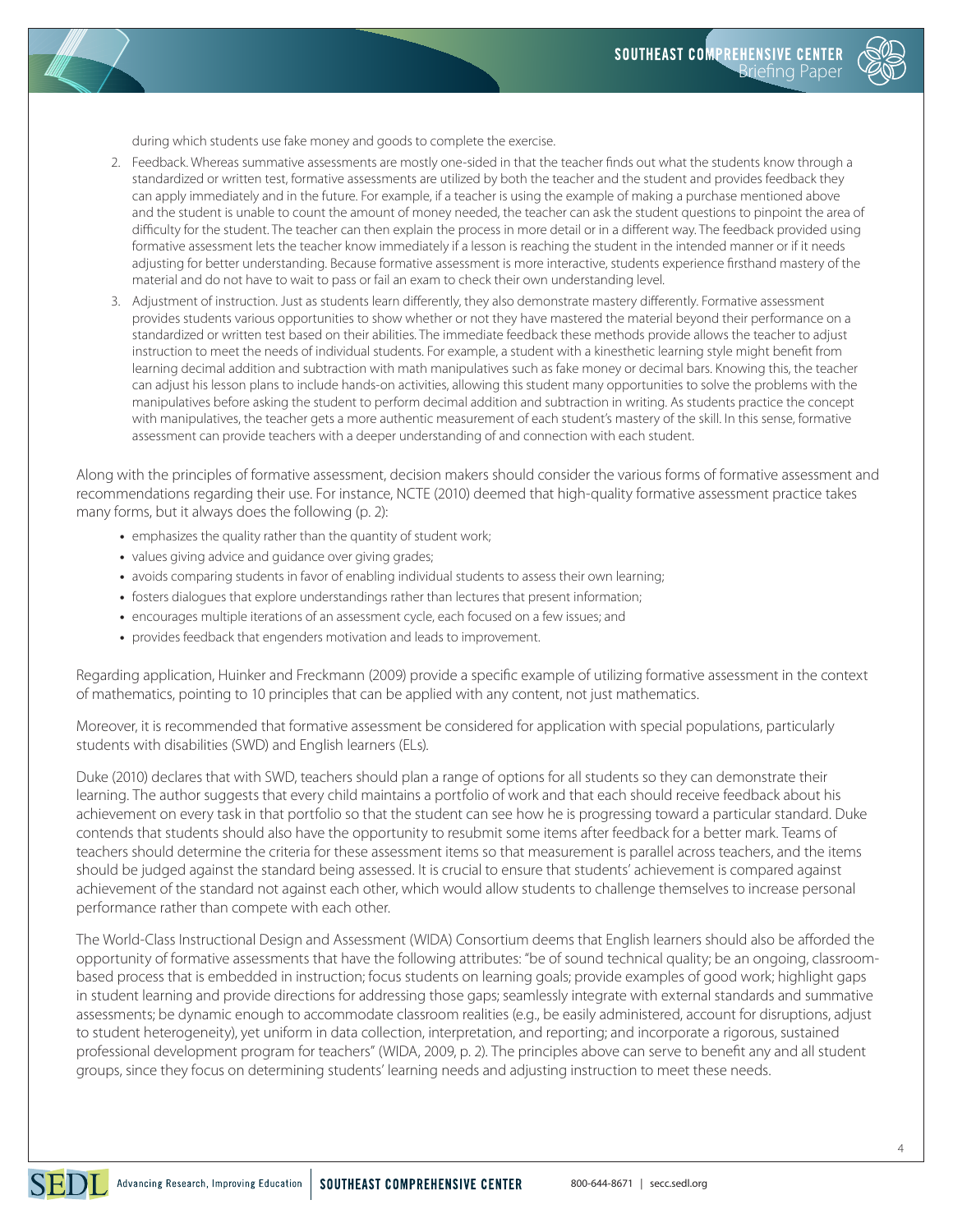during which students use fake money and goods to complete the exercise.

2. Feedback. Whereas summative assessments are mostly one-sided in that the teacher finds out what the students know through a standardized or written test, formative assessments are utilized by both the teacher and the student and provides feedback they can apply immediately and in the future. For example, if a teacher is using the example of making a purchase mentioned above and the student is unable to count the amount of money needed, the teacher can ask the student questions to pinpoint the area of difficulty for the student. The teacher can then explain the process in more detail or in a different way. The feedback provided using formative assessment lets the teacher know immediately if a lesson is reaching the student in the intended manner or if it needs adjusting for better understanding. Because formative assessment is more interactive, students experience firsthand mastery of the material and do not have to wait to pass or fail an exam to check their own understanding level.
3. Adjustment of instruction. Just as students learn differently, they also demonstrate mastery differently. Formative assessment provides students various opportunities to show whether or not they have mastered the material beyond their performance on a standardized or written test based on their abilities. The immediate feedback these methods provide allows the teacher to adjust instruction to meet the needs of individual students. For example, a student with a kinesthetic learning style might benefit from learning decimal addition and subtraction with math manipulatives such as fake money or decimal bars. Knowing this, the teacher can adjust his lesson plans to include hands-on activities, allowing this student many opportunities to solve the problems with the manipulatives before asking the student to perform decimal addition and subtraction in writing. As students practice the concept with manipulatives, the teacher gets a more authentic measurement of each student's mastery of the skill. In this sense, formative assessment can provide teachers with a deeper understanding of and connection with each student.

Along with the principles of formative assessment, decision makers should consider the various forms of formative assessment and recommendations regarding their use. For instance, NCTE (2010) deemed that high-quality formative assessment practice takes many forms, but it always does the following (p. 2):

- emphasizes the quality rather than the quantity of student work;
- values giving advice and guidance over giving grades;
- avoids comparing students in favor of enabling individual students to assess their own learning;
- fosters dialogues that explore understandings rather than lectures that present information;
- encourages multiple iterations of an assessment cycle, each focused on a few issues; and
- provides feedback that engenders motivation and leads to improvement.

Regarding application, Huinker and Freckmann (2009) provide a specific example of utilizing formative assessment in the context of mathematics, pointing to 10 principles that can be applied with any content, not just mathematics.

Moreover, it is recommended that formative assessment be considered for application with special populations, particularly students with disabilities (SWD) and English learners (ELs).

Duke (2010) declares that with SWD, teachers should plan a range of options for all students so they can demonstrate their learning. The author suggests that every child maintains a portfolio of work and that each should receive feedback about his achievement on every task in that portfolio so that the student can see how he is progressing toward a particular standard. Duke contends that students should also have the opportunity to resubmit some items after feedback for a better mark. Teams of teachers should determine the criteria for these assessment items so that measurement is parallel across teachers, and the items should be judged against the standard being assessed. It is crucial to ensure that students' achievement is compared against achievement of the standard not against each other, which would allow students to challenge themselves to increase personal performance rather than compete with each other.

The World-Class Instructional Design and Assessment (WIDA) Consortium deems that English learners should also be afforded the opportunity of formative assessments that have the following attributes: "be of sound technical quality; be an ongoing, classroom-based process that is embedded in instruction; focus students on learning goals; provide examples of good work; highlight gaps in student learning and provide directions for addressing those gaps; seamlessly integrate with external standards and summative assessments; be dynamic enough to accommodate classroom realities (e.g., be easily administered, account for disruptions, adjust to student heterogeneity), yet uniform in data collection, interpretation, and reporting; and incorporate a rigorous, sustained professional development program for teachers" (WIDA, 2009, p. 2). The principles above can serve to benefit any and all student groups, since they focus on determining students' learning needs and adjusting instruction to meet these needs.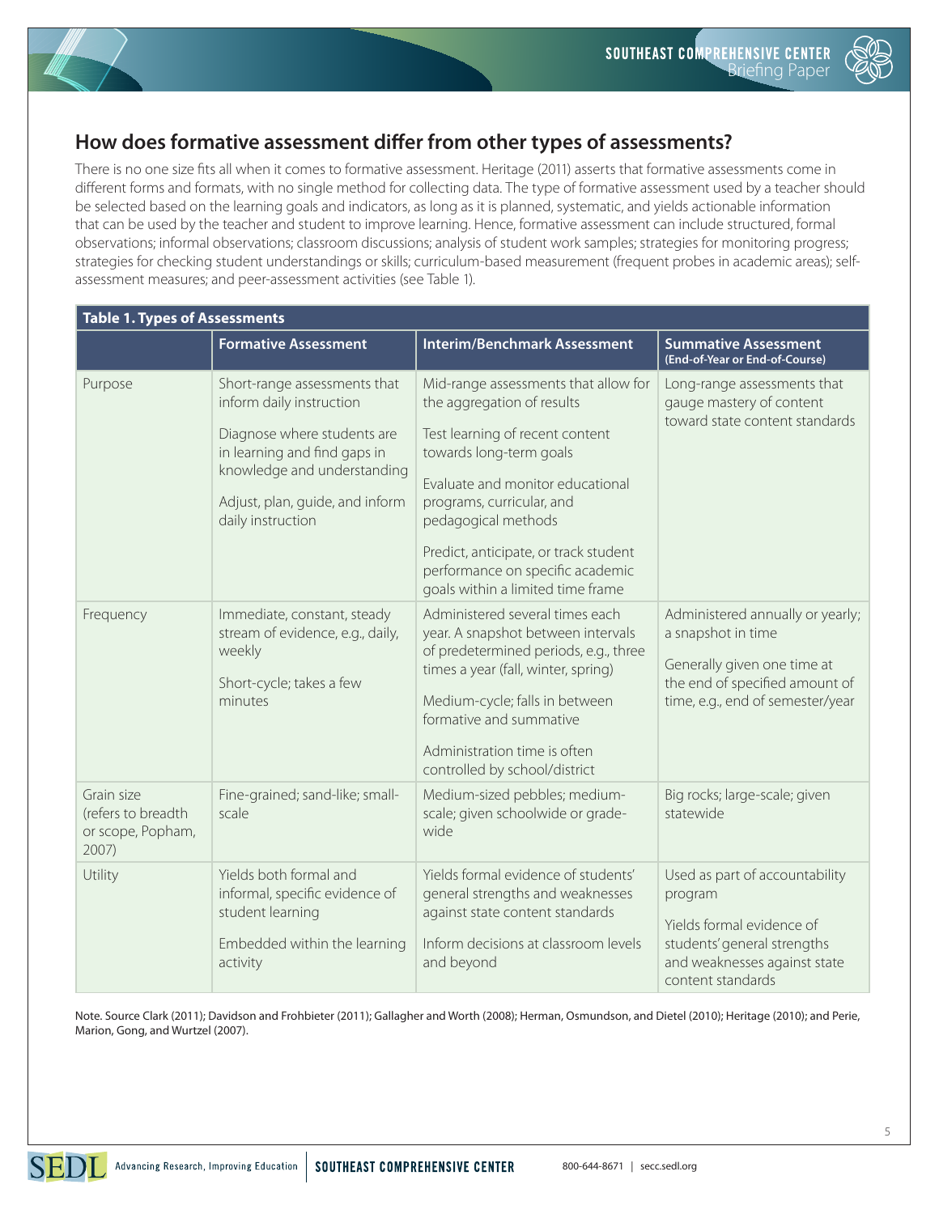## How does formative assessment differ from other types of assessments?

There is no one size fits all when it comes to formative assessment. Heritage (2011) asserts that formative assessments come in different forms and formats, with no single method for collecting data. The type of formative assessment used by a teacher should be selected based on the learning goals and indicators, as long as it is planned, systematic, and yields actionable information that can be used by the teacher and student to improve learning. Hence, formative assessment can include structured, formal observations; informal observations; classroom discussions; analysis of student work samples; strategies for monitoring progress; strategies for checking student understandings or skills; curriculum-based measurement (frequent probes in academic areas); self-assessment measures; and peer-assessment activities (see Table 1).

**Table 1. Types of Assessments**

| | Formative Assessment | Interim/Benchmark Assessment | Summative Assessment (End-of-Year or End-of-Course) |
|---|---|---|---|
| Purpose | Short-range assessments that inform daily instruction<br><br>Diagnose where students are in learning and find gaps in knowledge and understanding<br><br>Adjust, plan, guide, and inform daily instruction | Mid-range assessments that allow for the aggregation of results<br><br>Test learning of recent content towards long-term goals<br><br>Evaluate and monitor educational programs, curricular, and pedagogical methods<br><br>Predict, anticipate, or track student performance on specific academic goals within a limited time frame | Long-range assessments that gauge mastery of content toward state content standards |
| Frequency | Immediate, constant, steady stream of evidence, e.g., daily, weekly<br><br>Short-cycle; takes a few minutes | Administered several times each year. A snapshot between intervals of predetermined periods, e.g., three times a year (fall, winter, spring)<br><br>Medium-cycle; falls in between formative and summative<br><br>Administration time is often controlled by school/district | Administered annually or yearly; a snapshot in time<br><br>Generally given one time at the end of specified amount of time, e.g., end of semester/year |
| Grain size (refers to breadth or scope, Popham, 2007) | Fine-grained; sand-like; small-scale | Medium-sized pebbles; medium-scale; given schoolwide or grade-wide | Big rocks; large-scale; given statewide |
| Utility | Yields both formal and informal, specific evidence of student learning<br><br>Embedded within the learning activity | Yields formal evidence of students' general strengths and weaknesses against state content standards<br><br>Inform decisions at classroom levels and beyond | Used as part of accountability program<br><br>Yields formal evidence of students' general strengths and weaknesses against state content standards |

Note. Source Clark (2011); Davidson and Frohbieter (2011); Gallagher and Worth (2008); Herman, Osmundson, and Dietel (2010); Heritage (2010); and Perie, Marion, Gong, and Wurtzel (2007).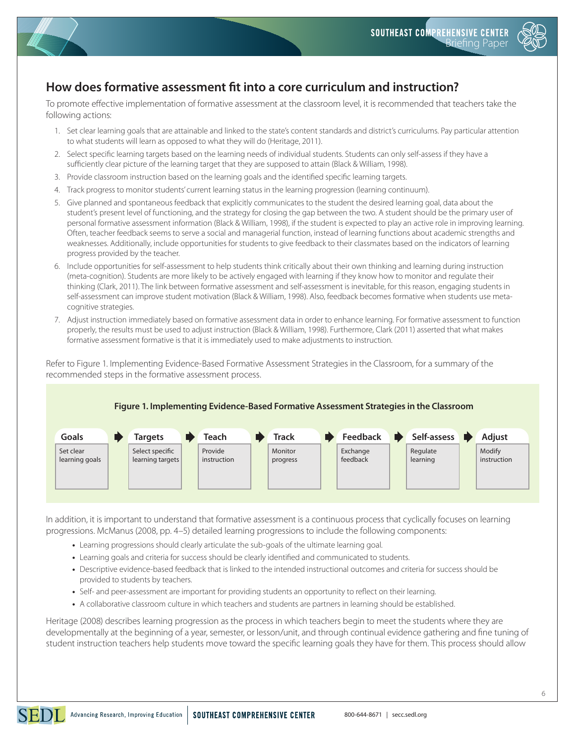## How does formative assessment fit into a core curriculum and instruction?

To promote effective implementation of formative assessment at the classroom level, it is recommended that teachers take the following actions:

1. Set clear learning goals that are attainable and linked to the state's content standards and district's curriculums. Pay particular attention to what students will learn as opposed to what they will do (Heritage, 2011).
2. Select specific learning targets based on the learning needs of individual students. Students can only self-assess if they have a sufficiently clear picture of the learning target that they are supposed to attain (Black & William, 1998).
3. Provide classroom instruction based on the learning goals and the identified specific learning targets.
4. Track progress to monitor students' current learning status in the learning progression (learning continuum).
5. Give planned and spontaneous feedback that explicitly communicates to the student the desired learning goal, data about the student's present level of functioning, and the strategy for closing the gap between the two. A student should be the primary user of personal formative assessment information (Black & William, 1998), if the student is expected to play an active role in improving learning. Often, teacher feedback seems to serve a social and managerial function, instead of learning functions about academic strengths and weaknesses. Additionally, include opportunities for students to give feedback to their classmates based on the indicators of learning progress provided by the teacher.
6. Include opportunities for self-assessment to help students think critically about their own thinking and learning during instruction (meta-cognition). Students are more likely to be actively engaged with learning if they know how to monitor and regulate their thinking (Clark, 2011). The link between formative assessment and self-assessment is inevitable, for this reason, engaging students in self-assessment can improve student motivation (Black & William, 1998). Also, feedback becomes formative when students use meta-cognitive strategies.
7. Adjust instruction immediately based on formative assessment data in order to enhance learning. For formative assessment to function properly, the results must be used to adjust instruction (Black & William, 1998). Furthermore, Clark (2011) asserted that what makes formative assessment formative is that it is immediately used to make adjustments to instruction.

Refer to Figure 1. Implementing Evidence-Based Formative Assessment Strategies in the Classroom, for a summary of the recommended steps in the formative assessment process.

**Figure 1. Implementing Evidence-Based Formative Assessment Strategies in the Classroom**

| Goals | Targets | Teach | Track | Feedback | Self-assess | Adjust |
|---|---|---|---|---|---|---|
| Set clear learning goals | Select specific learning targets | Provide instruction | Monitor progress | Exchange feedback | Regulate learning | Modify instruction |

In addition, it is important to understand that formative assessment is a continuous process that cyclically focuses on learning progressions. McManus (2008, pp. 4–5) detailed learning progressions to include the following components:

- Learning progressions should clearly articulate the sub-goals of the ultimate learning goal.
- Learning goals and criteria for success should be clearly identified and communicated to students.
- Descriptive evidence-based feedback that is linked to the intended instructional outcomes and criteria for success should be provided to students by teachers.
- Self- and peer-assessment are important for providing students an opportunity to reflect on their learning.
- A collaborative classroom culture in which teachers and students are partners in learning should be established.

Heritage (2008) describes learning progression as the process in which teachers begin to meet the students where they are developmentally at the beginning of a year, semester, or lesson/unit, and through continual evidence gathering and fine tuning of student instruction teachers help students move toward the specific learning goals they have for them. This process should allow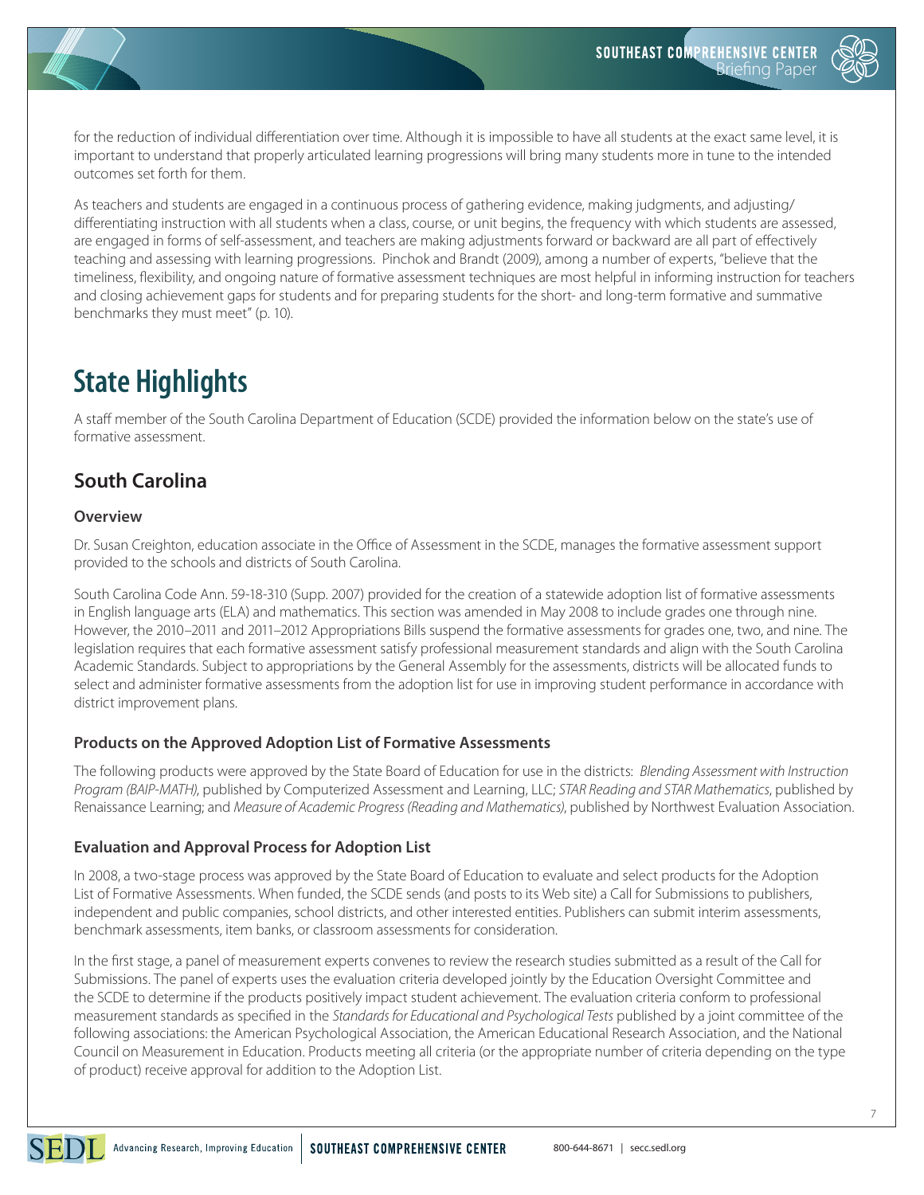for the reduction of individual differentiation over time. Although it is impossible to have all students at the exact same level, it is important to understand that properly articulated learning progressions will bring many students more in tune to the intended outcomes set forth for them.

As teachers and students are engaged in a continuous process of gathering evidence, making judgments, and adjusting/differentiating instruction with all students when a class, course, or unit begins, the frequency with which students are assessed, are engaged in forms of self-assessment, and teachers are making adjustments forward or backward are all part of effectively teaching and assessing with learning progressions. Pinchok and Brandt (2009), among a number of experts, "believe that the timeliness, flexibility, and ongoing nature of formative assessment techniques are most helpful in informing instruction for teachers and closing achievement gaps for students and for preparing students for the short- and long-term formative and summative benchmarks they must meet" (p. 10).

# State Highlights

A staff member of the South Carolina Department of Education (SCDE) provided the information below on the state's use of formative assessment.

## South Carolina

### Overview

Dr. Susan Creighton, education associate in the Office of Assessment in the SCDE, manages the formative assessment support provided to the schools and districts of South Carolina.

South Carolina Code Ann. 59-18-310 (Supp. 2007) provided for the creation of a statewide adoption list of formative assessments in English language arts (ELA) and mathematics. This section was amended in May 2008 to include grades one through nine. However, the 2010–2011 and 2011–2012 Appropriations Bills suspend the formative assessments for grades one, two, and nine. The legislation requires that each formative assessment satisfy professional measurement standards and align with the South Carolina Academic Standards. Subject to appropriations by the General Assembly for the assessments, districts will be allocated funds to select and administer formative assessments from the adoption list for use in improving student performance in accordance with district improvement plans.

### Products on the Approved Adoption List of Formative Assessments

The following products were approved by the State Board of Education for use in the districts: *Blending Assessment with Instruction Program (BAIP-MATH)*, published by Computerized Assessment and Learning, LLC; *STAR Reading and STAR Mathematics*, published by Renaissance Learning; and *Measure of Academic Progress (Reading and Mathematics)*, published by Northwest Evaluation Association.

### Evaluation and Approval Process for Adoption List

In 2008, a two-stage process was approved by the State Board of Education to evaluate and select products for the Adoption List of Formative Assessments. When funded, the SCDE sends (and posts to its Web site) a Call for Submissions to publishers, independent and public companies, school districts, and other interested entities. Publishers can submit interim assessments, benchmark assessments, item banks, or classroom assessments for consideration.

In the first stage, a panel of measurement experts convenes to review the research studies submitted as a result of the Call for Submissions. The panel of experts uses the evaluation criteria developed jointly by the Education Oversight Committee and the SCDE to determine if the products positively impact student achievement. The evaluation criteria conform to professional measurement standards as specified in the *Standards for Educational and Psychological Tests* published by a joint committee of the following associations: the American Psychological Association, the American Educational Research Association, and the National Council on Measurement in Education. Products meeting all criteria (or the appropriate number of criteria depending on the type of product) receive approval for addition to the Adoption List.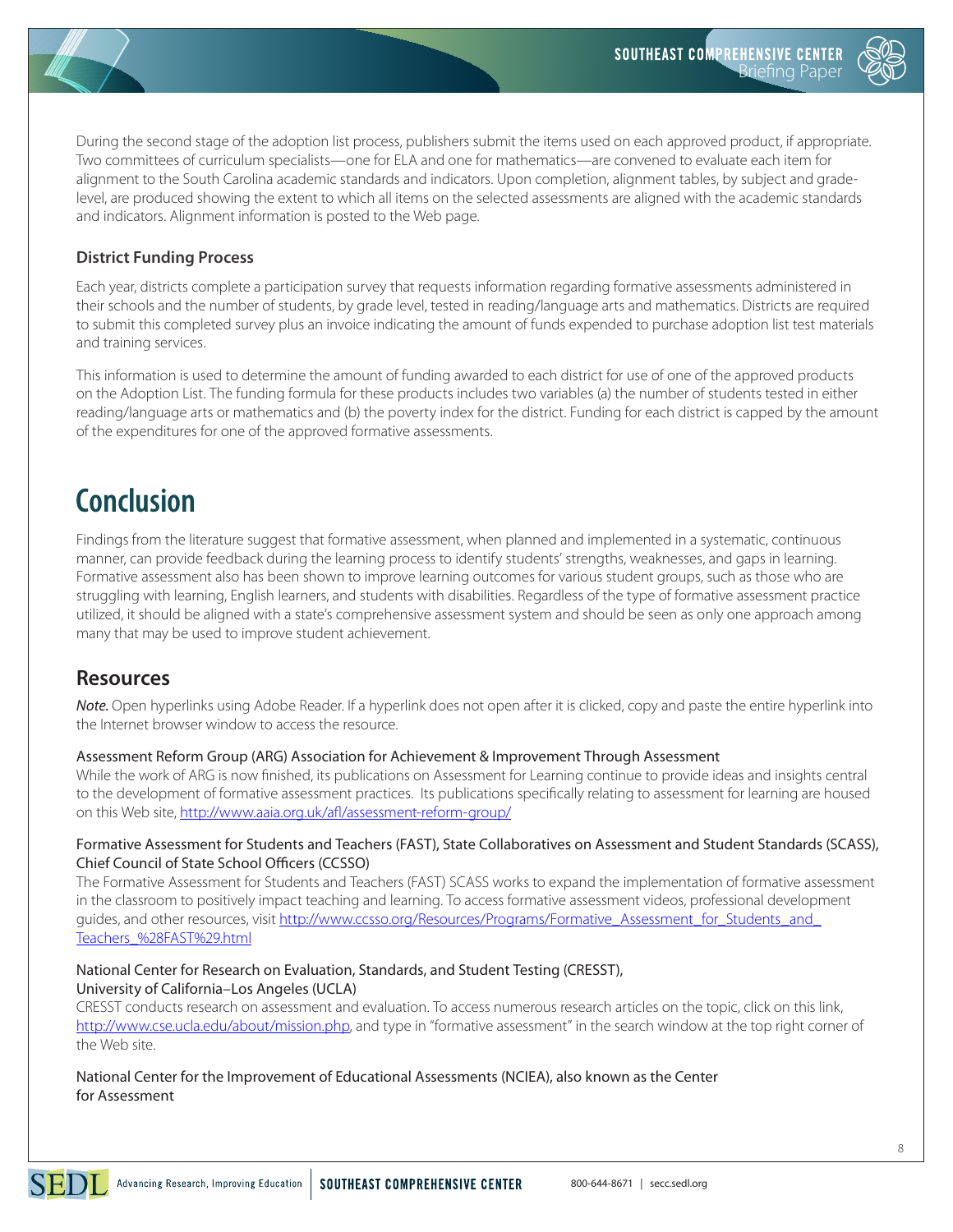During the second stage of the adoption list process, publishers submit the items used on each approved product, if appropriate. Two committees of curriculum specialists—one for ELA and one for mathematics—are convened to evaluate each item for alignment to the South Carolina academic standards and indicators. Upon completion, alignment tables, by subject and grade-level, are produced showing the extent to which all items on the selected assessments are aligned with the academic standards and indicators. Alignment information is posted to the Web page.

### District Funding Process

Each year, districts complete a participation survey that requests information regarding formative assessments administered in their schools and the number of students, by grade level, tested in reading/language arts and mathematics. Districts are required to submit this completed survey plus an invoice indicating the amount of funds expended to purchase adoption list test materials and training services.

This information is used to determine the amount of funding awarded to each district for use of one of the approved products on the Adoption List. The funding formula for these products includes two variables (a) the number of students tested in either reading/language arts or mathematics and (b) the poverty index for the district. Funding for each district is capped by the amount of the expenditures for one of the approved formative assessments.

# Conclusion

Findings from the literature suggest that formative assessment, when planned and implemented in a systematic, continuous manner, can provide feedback during the learning process to identify students' strengths, weaknesses, and gaps in learning. Formative assessment also has been shown to improve learning outcomes for various student groups, such as those who are struggling with learning, English learners, and students with disabilities. Regardless of the type of formative assessment practice utilized, it should be aligned with a state's comprehensive assessment system and should be seen as only one approach among many that may be used to improve student achievement.

## Resources

*Note.* Open hyperlinks using Adobe Reader. If a hyperlink does not open after it is clicked, copy and paste the entire hyperlink into the Internet browser window to access the resource.

Assessment Reform Group (ARG) Association for Achievement & Improvement Through Assessment
While the work of ARG is now finished, its publications on Assessment for Learning continue to provide ideas and insights central to the development of formative assessment practices. Its publications specifically relating to assessment for learning are housed on this Web site, http://www.aaia.org.uk/afl/assessment-reform-group/

Formative Assessment for Students and Teachers (FAST), State Collaboratives on Assessment and Student Standards (SCASS), Chief Council of State School Officers (CCSSO)
The Formative Assessment for Students and Teachers (FAST) SCASS works to expand the implementation of formative assessment in the classroom to positively impact teaching and learning. To access formative assessment videos, professional development guides, and other resources, visit http://www.ccsso.org/Resources/Programs/Formative_Assessment_for_Students_and_Teachers_%28FAST%29.html

National Center for Research on Evaluation, Standards, and Student Testing (CRESST), University of California–Los Angeles (UCLA)
CRESST conducts research on assessment and evaluation. To access numerous research articles on the topic, click on this link, http://www.cse.ucla.edu/about/mission.php, and type in "formative assessment" in the search window at the top right corner of the Web site.

National Center for the Improvement of Educational Assessments (NCIEA), also known as the Center for Assessment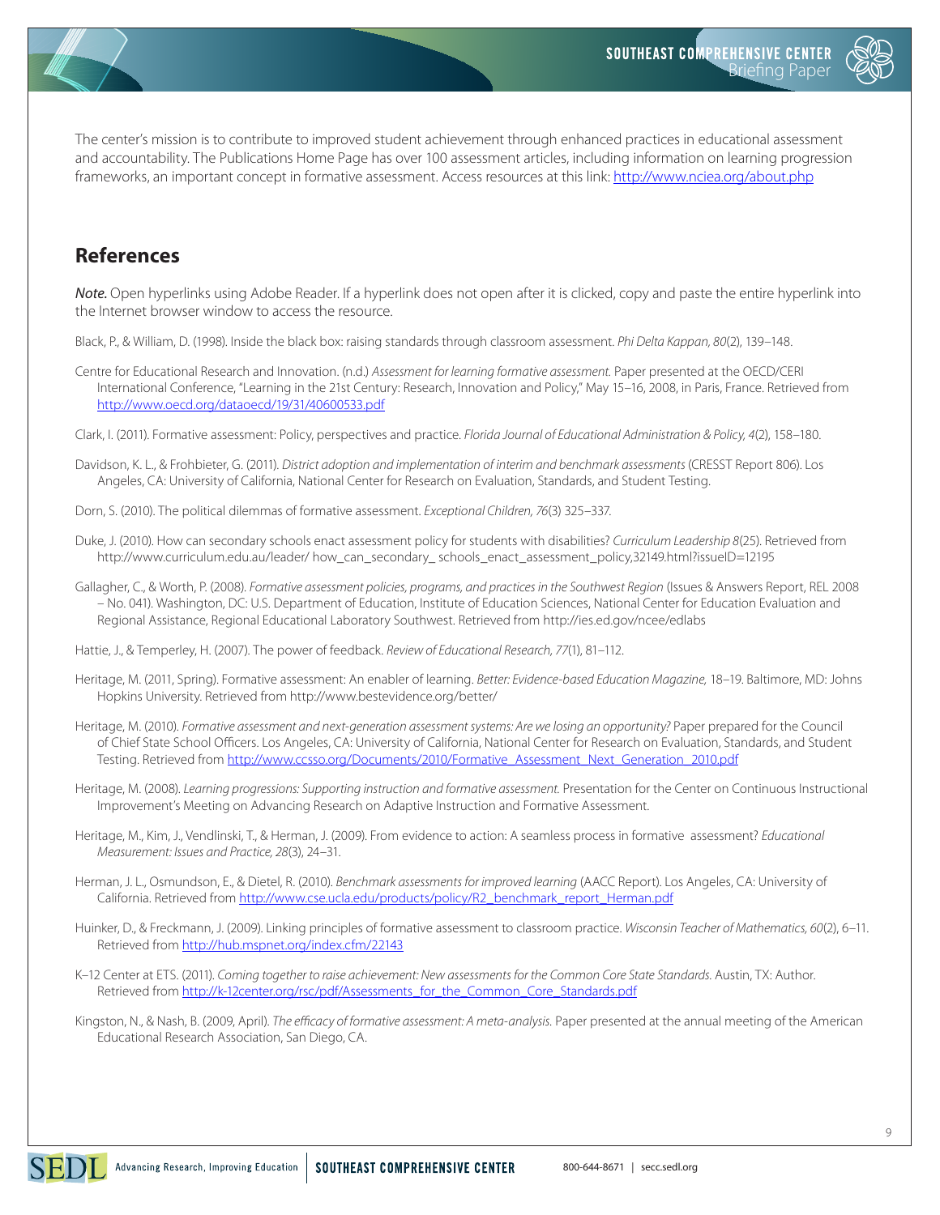The center's mission is to contribute to improved student achievement through enhanced practices in educational assessment and accountability. The Publications Home Page has over 100 assessment articles, including information on learning progression frameworks, an important concept in formative assessment. Access resources at this link: http://www.nciea.org/about.php

## References

***Note.*** Open hyperlinks using Adobe Reader. If a hyperlink does not open after it is clicked, copy and paste the entire hyperlink into the Internet browser window to access the resource.

Black, P., & William, D. (1998). Inside the black box: raising standards through classroom assessment. *Phi Delta Kappan, 80*(2), 139–148.

Centre for Educational Research and Innovation. (n.d.) *Assessment for learning formative assessment.* Paper presented at the OECD/CERI International Conference, "Learning in the 21st Century: Research, Innovation and Policy," May 15–16, 2008, in Paris, France. Retrieved from http://www.oecd.org/dataoecd/19/31/40600533.pdf

Clark, I. (2011). Formative assessment: Policy, perspectives and practice. *Florida Journal of Educational Administration & Policy, 4*(2), 158–180.

Davidson, K. L., & Frohbieter, G. (2011). *District adoption and implementation of interim and benchmark assessments* (CRESST Report 806). Los Angeles, CA: University of California, National Center for Research on Evaluation, Standards, and Student Testing.

Dorn, S. (2010). The political dilemmas of formative assessment. *Exceptional Children, 76*(3) 325–337.

Duke, J. (2010). How can secondary schools enact assessment policy for students with disabilities? *Curriculum Leadership 8*(25). Retrieved from http://www.curriculum.edu.au/leader/ how_can_secondary_ schools_enact_assessment_policy,32149.html?issueID=12195

Gallagher, C., & Worth, P. (2008). *Formative assessment policies, programs, and practices in the Southwest Region* (Issues & Answers Report, REL 2008 – No. 041). Washington, DC: U.S. Department of Education, Institute of Education Sciences, National Center for Education Evaluation and Regional Assistance, Regional Educational Laboratory Southwest. Retrieved from http://ies.ed.gov/ncee/edlabs

Hattie, J., & Temperley, H. (2007). The power of feedback. *Review of Educational Research, 77*(1), 81–112.

Heritage, M. (2011, Spring). Formative assessment: An enabler of learning. *Better: Evidence-based Education Magazine,* 18–19. Baltimore, MD: Johns Hopkins University. Retrieved from http://www.bestevidence.org/better/

Heritage, M. (2010). *Formative assessment and next-generation assessment systems: Are we losing an opportunity?* Paper prepared for the Council of Chief State School Officers. Los Angeles, CA: University of California, National Center for Research on Evaluation, Standards, and Student Testing. Retrieved from http://www.ccsso.org/Documents/2010/Formative_Assessment_Next_Generation_2010.pdf

Heritage, M. (2008). *Learning progressions: Supporting instruction and formative assessment.* Presentation for the Center on Continuous Instructional Improvement's Meeting on Advancing Research on Adaptive Instruction and Formative Assessment.

Heritage, M., Kim, J., Vendlinski, T., & Herman, J. (2009). From evidence to action: A seamless process in formative assessment? *Educational Measurement: Issues and Practice, 28*(3), 24–31.

Herman, J. L., Osmundson, E., & Dietel, R. (2010). *Benchmark assessments for improved learning* (AACC Report). Los Angeles, CA: University of California. Retrieved from http://www.cse.ucla.edu/products/policy/R2_benchmark_report_Herman.pdf

Huinker, D., & Freckmann, J. (2009). Linking principles of formative assessment to classroom practice. *Wisconsin Teacher of Mathematics, 60*(2), 6–11. Retrieved from http://hub.mspnet.org/index.cfm/22143

K–12 Center at ETS. (2011). *Coming together to raise achievement: New assessments for the Common Core State Standards.* Austin, TX: Author. Retrieved from http://k-12center.org/rsc/pdf/Assessments_for_the_Common_Core_Standards.pdf

Kingston, N., & Nash, B. (2009, April). *The efficacy of formative assessment: A meta-analysis.* Paper presented at the annual meeting of the American Educational Research Association, San Diego, CA.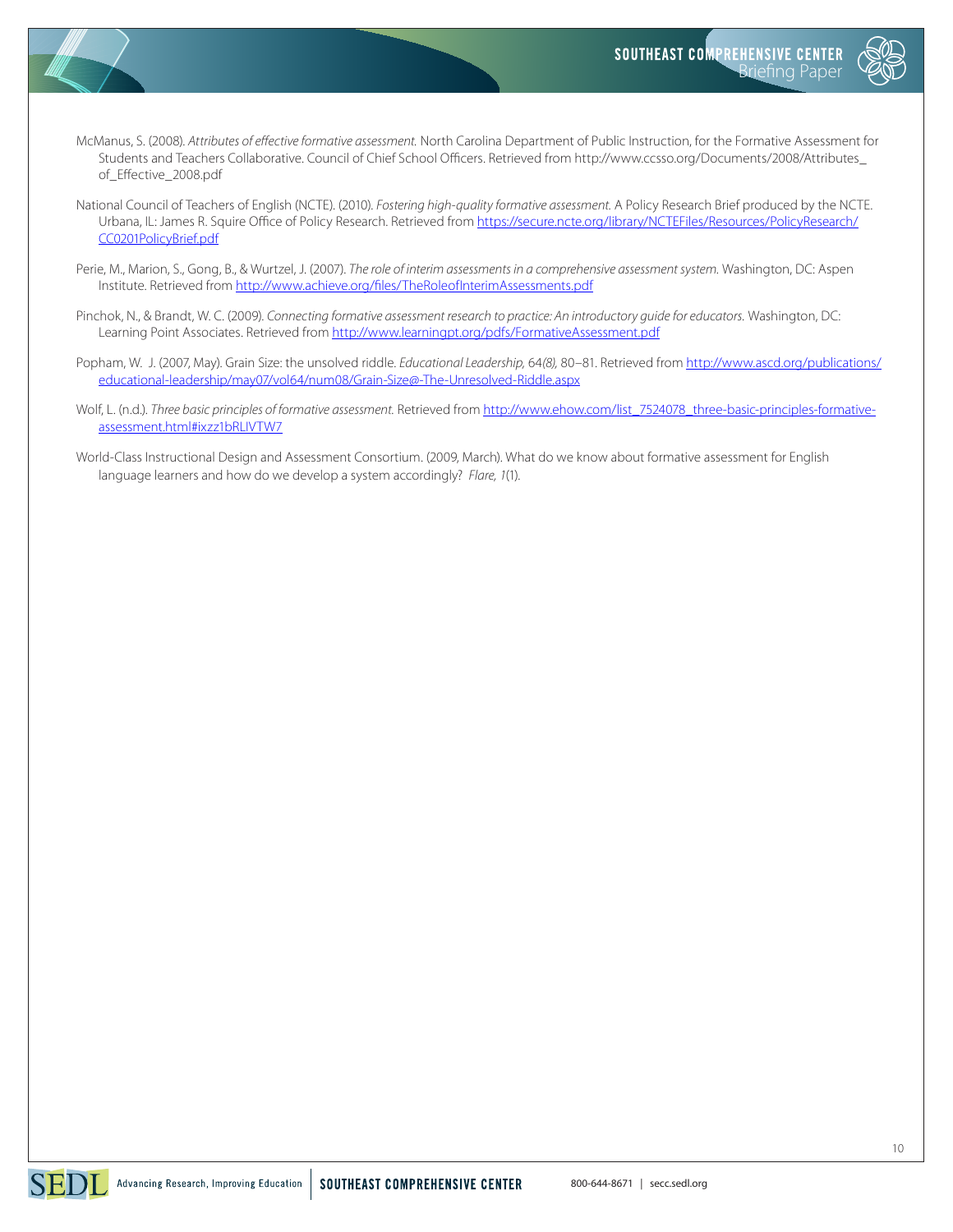McManus, S. (2008). *Attributes of effective formative assessment.* North Carolina Department of Public Instruction, for the Formative Assessment for Students and Teachers Collaborative. Council of Chief School Officers. Retrieved from http://www.ccsso.org/Documents/2008/Attributes_of_Effective_2008.pdf

National Council of Teachers of English (NCTE). (2010). *Fostering high-quality formative assessment.* A Policy Research Brief produced by the NCTE. Urbana, IL: James R. Squire Office of Policy Research. Retrieved from https://secure.ncte.org/library/NCTEFiles/Resources/PolicyResearch/CC0201PolicyBrief.pdf

Perie, M., Marion, S., Gong, B., & Wurtzel, J. (2007). *The role of interim assessments in a comprehensive assessment system.* Washington, DC: Aspen Institute. Retrieved from http://www.achieve.org/files/TheRoleofInterimAssessments.pdf

Pinchok, N., & Brandt, W. C. (2009). *Connecting formative assessment research to practice: An introductory guide for educators.* Washington, DC: Learning Point Associates. Retrieved from http://www.learningpt.org/pdfs/FormativeAssessment.pdf

Popham, W. J. (2007, May). Grain Size: the unsolved riddle. *Educational Leadership, 64(8),* 80–81. Retrieved from http://www.ascd.org/publications/educational-leadership/may07/vol64/num08/Grain-Size@-The-Unresolved-Riddle.aspx

Wolf, L. (n.d.). *Three basic principles of formative assessment.* Retrieved from http://www.ehow.com/list_7524078_three-basic-principles-formative-assessment.html#ixzz1bRLIVTW7

World-Class Instructional Design and Assessment Consortium. (2009, March). What do we know about formative assessment for English language learners and how do we develop a system accordingly? *Flare, 1*(1).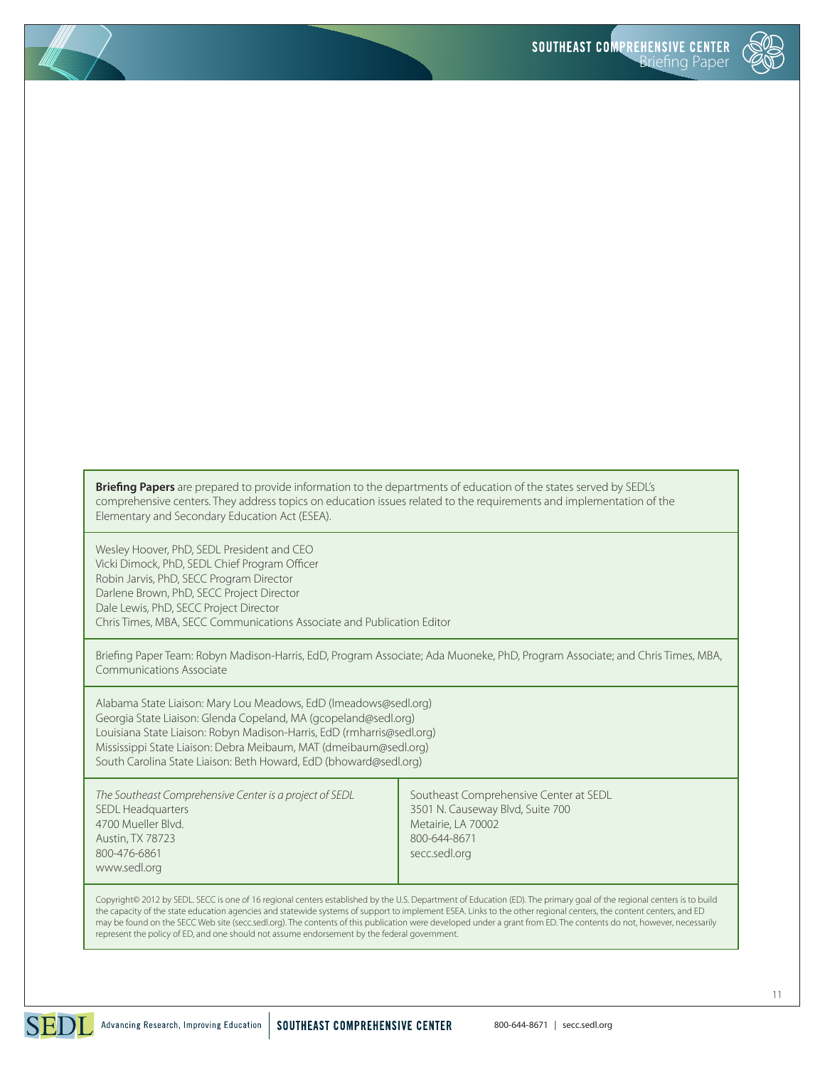**Briefing Papers** are prepared to provide information to the departments of education of the states served by SEDL's comprehensive centers. They address topics on education issues related to the requirements and implementation of the Elementary and Secondary Education Act (ESEA).

Wesley Hoover, PhD, SEDL President and CEO
Vicki Dimock, PhD, SEDL Chief Program Officer
Robin Jarvis, PhD, SECC Program Director
Darlene Brown, PhD, SECC Project Director
Dale Lewis, PhD, SECC Project Director
Chris Times, MBA, SECC Communications Associate and Publication Editor

Briefing Paper Team: Robyn Madison-Harris, EdD, Program Associate; Ada Muoneke, PhD, Program Associate; and Chris Times, MBA, Communications Associate

Alabama State Liaison: Mary Lou Meadows, EdD (lmeadows@sedl.org)
Georgia State Liaison: Glenda Copeland, MA (gcopeland@sedl.org)
Louisiana State Liaison: Robyn Madison-Harris, EdD (rmharris@sedl.org)
Mississippi State Liaison: Debra Meibaum, MAT (dmeibaum@sedl.org)
South Carolina State Liaison: Beth Howard, EdD (bhoward@sedl.org)

*The Southeast Comprehensive Center is a project of SEDL*
SEDL Headquarters
4700 Mueller Blvd.
Austin, TX 78723
800-476-6861
www.sedl.org

Southeast Comprehensive Center at SEDL
3501 N. Causeway Blvd, Suite 700
Metairie, LA 70002
800-644-8671
secc.sedl.org

Copyright© 2012 by SEDL. SECC is one of 16 regional centers established by the U.S. Department of Education (ED). The primary goal of the regional centers is to build the capacity of the state education agencies and statewide systems of support to implement ESEA. Links to the other regional centers, the content centers, and ED may be found on the SECC Web site (secc.sedl.org). The contents of this publication were developed under a grant from ED. The contents do not, however, necessarily represent the policy of ED, and one should not assume endorsement by the federal government.